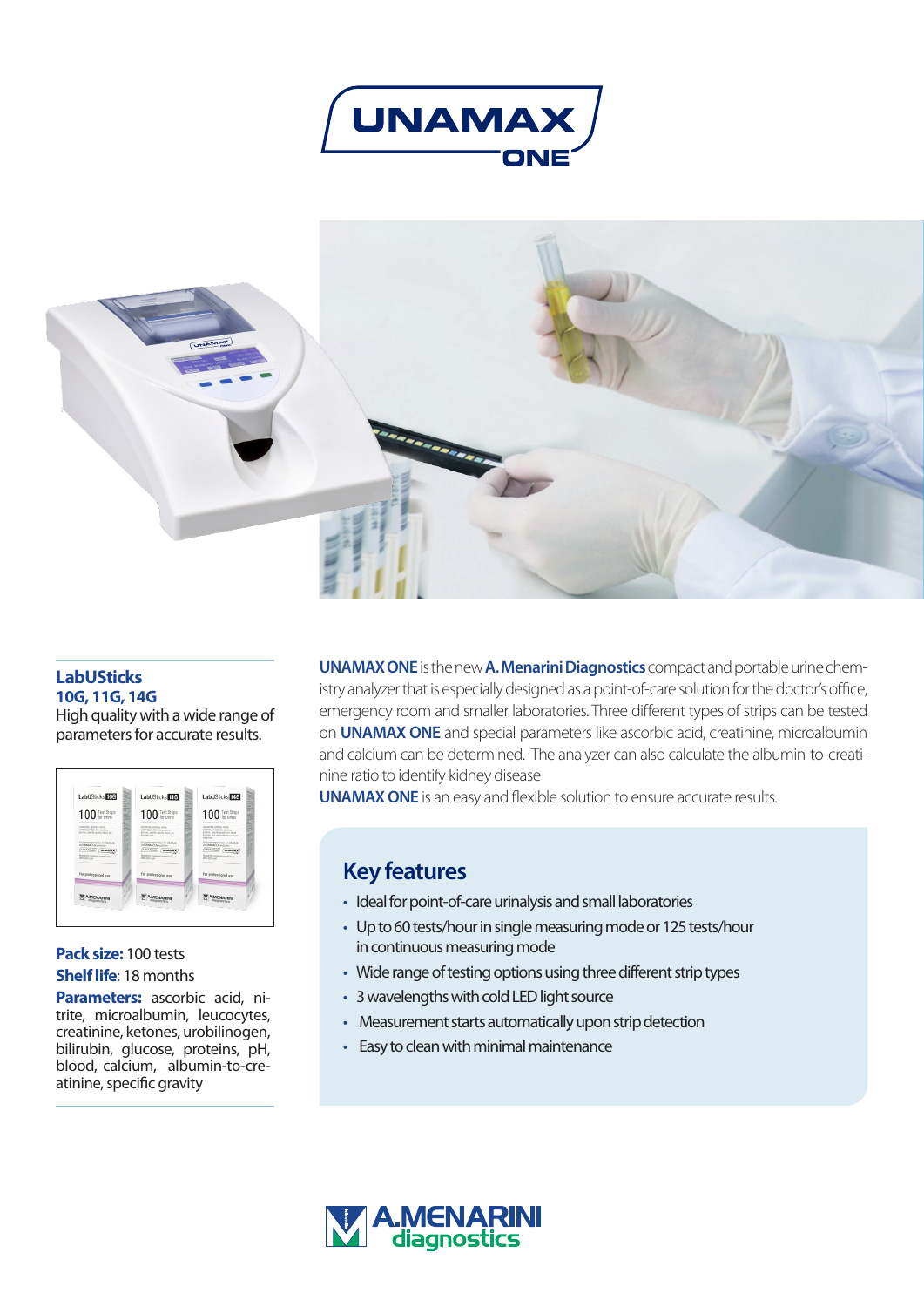# UNAMAX ONE

**UNAMAX ONE** is the new **A. Menarini Diagnostics** compact and portable urine chemistry analyzer that is especially designed as a point-of-care solution for the doctor's office, emergency room and smaller laboratories. Three different types of strips can be tested on **UNAMAX ONE** and special parameters like ascorbic acid, creatinine, microalbumin and calcium can be determined. The analyzer can also calculate the albumin-to-creatinine ratio to identify kidney disease

**UNAMAX ONE** is an easy and flexible solution to ensure accurate results.

## Key features

- Ideal for point-of-care urinalysis and small laboratories
- Up to 60 tests/hour in single measuring mode or 125 tests/hour in continuous measuring mode
- Wide range of testing options using three different strip types
- 3 wavelengths with cold LED light source
- Measurement starts automatically upon strip detection
- Easy to clean with minimal maintenance

### LabUSticks 10G, 11G, 14G

High quality with a wide range of parameters for accurate results.

**Pack size:** 100 tests

**Shelf life**: 18 months

**Parameters:** ascorbic acid, nitrite, microalbumin, leucocytes, creatinine, ketones, urobilinogen, bilirubin, glucose, proteins, pH, blood, calcium, albumin-to-creatinine, specific gravity

A.MENARINI diagnostics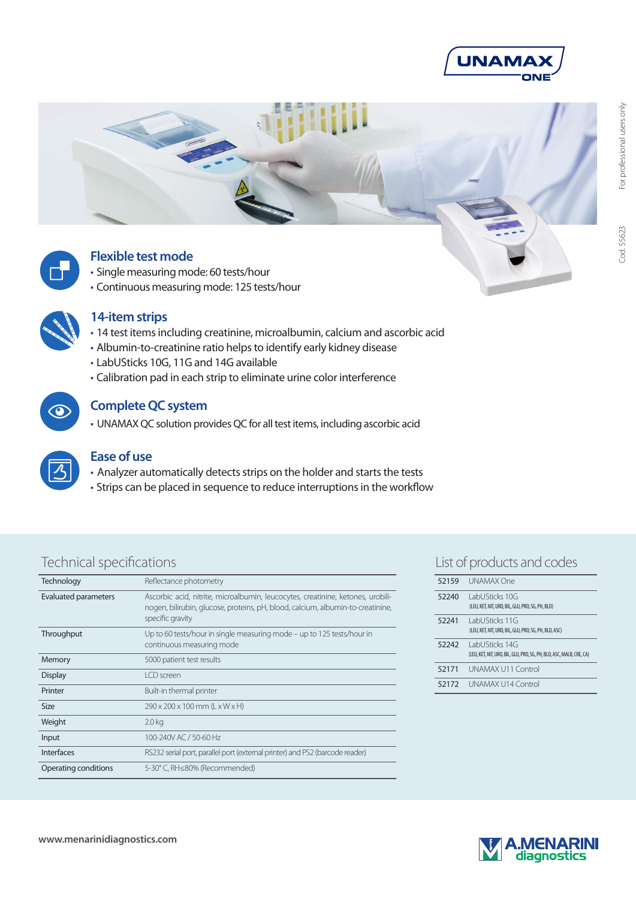UNAMAX ONE

## Flexible test mode

- Single measuring mode: 60 tests/hour
- Continuous measuring mode: 125 tests/hour

## 14-item strips

- 14 test items including creatinine, microalbumin, calcium and ascorbic acid
- Albumin-to-creatinine ratio helps to identify early kidney disease
- LabUSticks 10G, 11G and 14G available
- Calibration pad in each strip to eliminate urine color interference

## Complete QC system

- UNAMAX QC solution provides QC for all test items, including ascorbic acid

## Ease of use

- Analyzer automatically detects strips on the holder and starts the tests
- Strips can be placed in sequence to reduce interruptions in the workflow

For professional users only

Cod. 55623

## Technical specifications

| | |
|---|---|
| Technology | Reflectance photometry |
| Evaluated parameters | Ascorbic acid, nitrite, microalbumin, leucocytes, creatinine, ketones, urobilinogen, bilirubin, glucose, proteins, pH, blood, calcium, albumin-to-creatinine, specific gravity |
| Throughput | Up to 60 tests/hour in single measuring mode – up to 125 tests/hour in continuous measuring mode |
| Memory | 5000 patient test results |
| Display | LCD screen |
| Printer | Built-in thermal printer |
| Size | 290 x 200 x 100 mm (L x W x H) |
| Weight | 2.0 kg |
| Input | 100-240V AC / 50-60 Hz |
| Interfaces | RS232 serial port, parallel port (external printer) and PS2 (barcode reader) |
| Operating conditions | 5-30° C, RH≤80% (Recommended) |

## List of products and codes

| | |
|---|---|
| 52159 | UNAMAX One |
| 52240 | LabUSticks 10G (LEU, KET, NIT, URO, BIL, GLU, PRO, SG, PH, BLD) |
| 52241 | LabUSticks 11G (LEU, KET, NIT, URO, BIL, GLU, PRO, SG, PH, BLD, ASC) |
| 52242 | LabUSticks 14G (LEU, KET, NIT, URO, BIL, GLU, PRO, SG, PH, BLD, ASC, MALB, CRE, CA) |
| 52171 | UNAMAX U11 Control |
| 52172 | UNAMAX U14 Control |

www.menarinidiagnostics.com

A.MENARINI diagnostics